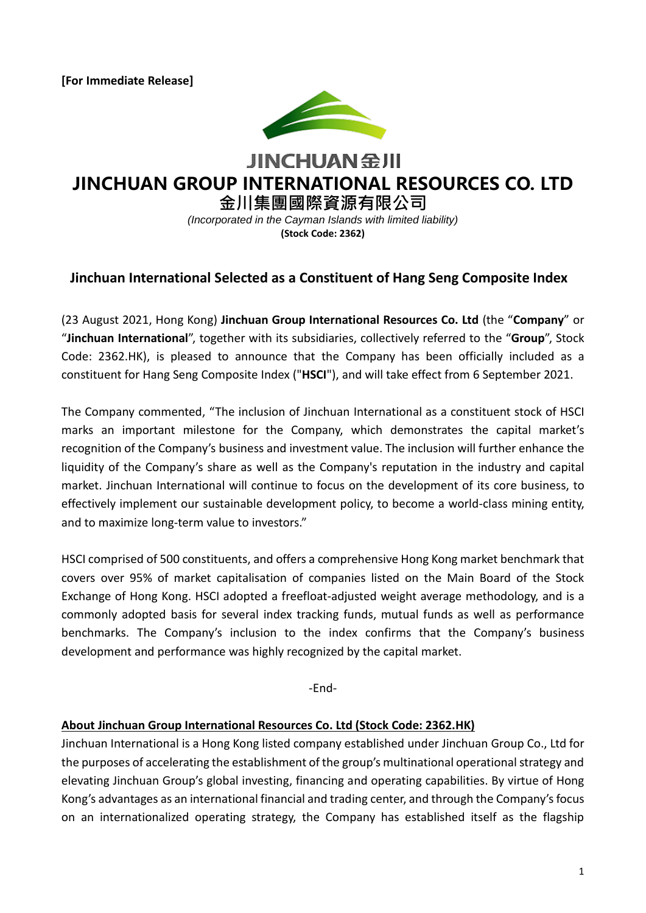**[For Immediate Release]**

JINCHUAN金川

# JINCHUAN GROUP INTERNATIONAL RESOURCES CO. LTD

# 金川集團國際資源有限公司

*(Incorporated in the Cayman Islands with limited liability)*

**(Stock Code: 2362)**

## Jinchuan International Selected as a Constituent of Hang Seng Composite Index

(23 August 2021, Hong Kong) **Jinchuan Group International Resources Co. Ltd** (the "**Company**" or "**Jinchuan International**", together with its subsidiaries, collectively referred to the "**Group**", Stock Code: 2362.HK), is pleased to announce that the Company has been officially included as a constituent for Hang Seng Composite Index ("**HSCI**"), and will take effect from 6 September 2021.

The Company commented, "The inclusion of Jinchuan International as a constituent stock of HSCI marks an important milestone for the Company, which demonstrates the capital market's recognition of the Company's business and investment value. The inclusion will further enhance the liquidity of the Company's share as well as the Company's reputation in the industry and capital market. Jinchuan International will continue to focus on the development of its core business, to effectively implement our sustainable development policy, to become a world-class mining entity, and to maximize long-term value to investors."

HSCI comprised of 500 constituents, and offers a comprehensive Hong Kong market benchmark that covers over 95% of market capitalisation of companies listed on the Main Board of the Stock Exchange of Hong Kong. HSCI adopted a freefloat-adjusted weight average methodology, and is a commonly adopted basis for several index tracking funds, mutual funds as well as performance benchmarks. The Company's inclusion to the index confirms that the Company's business development and performance was highly recognized by the capital market.

-End-

**About Jinchuan Group International Resources Co. Ltd (Stock Code: 2362.HK)**

Jinchuan International is a Hong Kong listed company established under Jinchuan Group Co., Ltd for the purposes of accelerating the establishment of the group's multinational operational strategy and elevating Jinchuan Group's global investing, financing and operating capabilities. By virtue of Hong Kong's advantages as an international financial and trading center, and through the Company's focus on an internationalized operating strategy, the Company has established itself as the flagship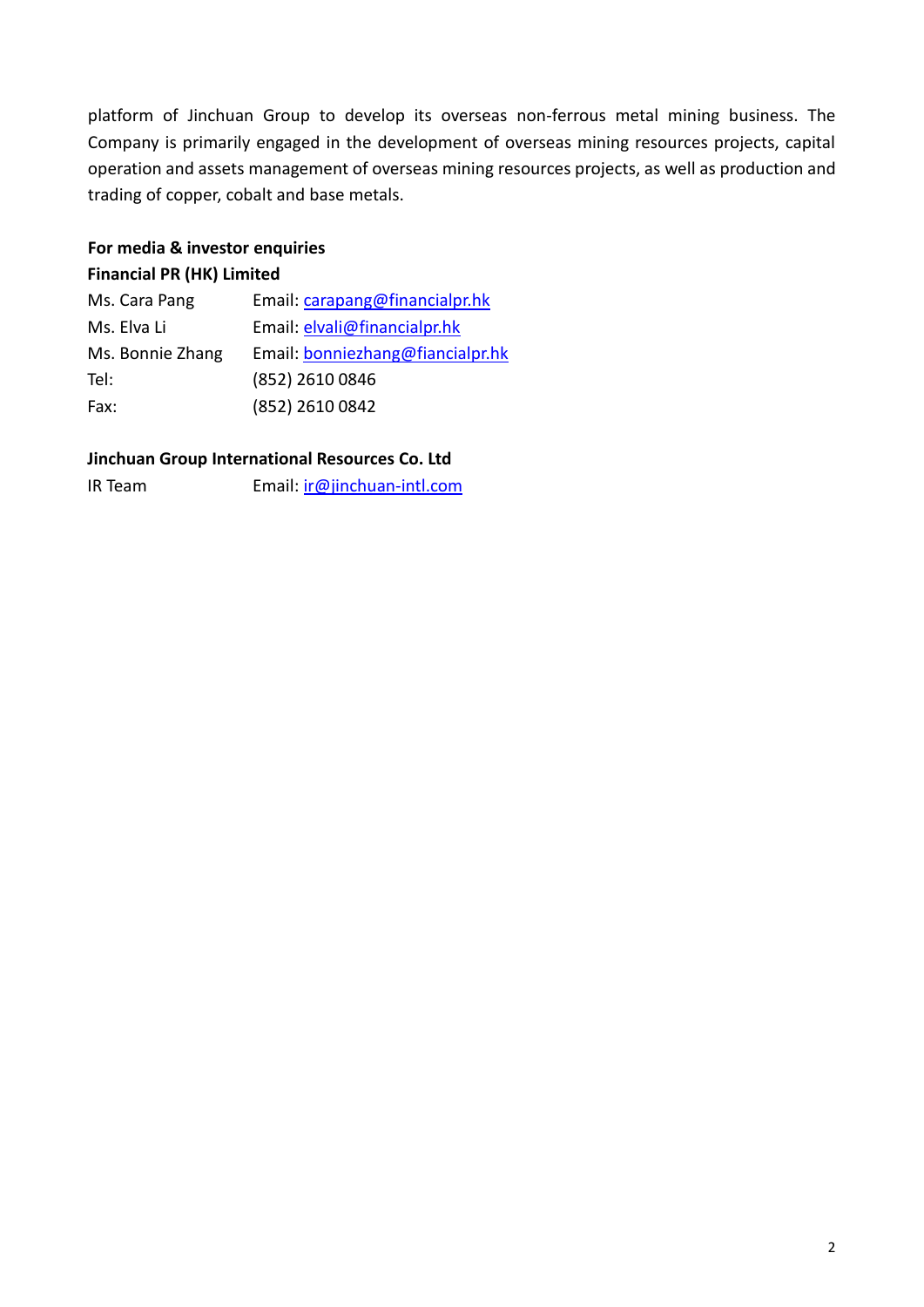platform of Jinchuan Group to develop its overseas non-ferrous metal mining business. The Company is primarily engaged in the development of overseas mining resources projects, capital operation and assets management of overseas mining resources projects, as well as production and trading of copper, cobalt and base metals.

**For media & investor enquiries**
**Financial PR (HK) Limited**

| | |
|---|---|
| Ms. Cara Pang | Email: carapang@financialpr.hk |
| Ms. Elva Li | Email: elvali@financialpr.hk |
| Ms. Bonnie Zhang | Email: bonniezhang@fiancialpr.hk |
| Tel: | (852) 2610 0846 |
| Fax: | (852) 2610 0842 |

**Jinchuan Group International Resources Co. Ltd**

| | |
|---|---|
| IR Team | Email: ir@jinchuan-intl.com |